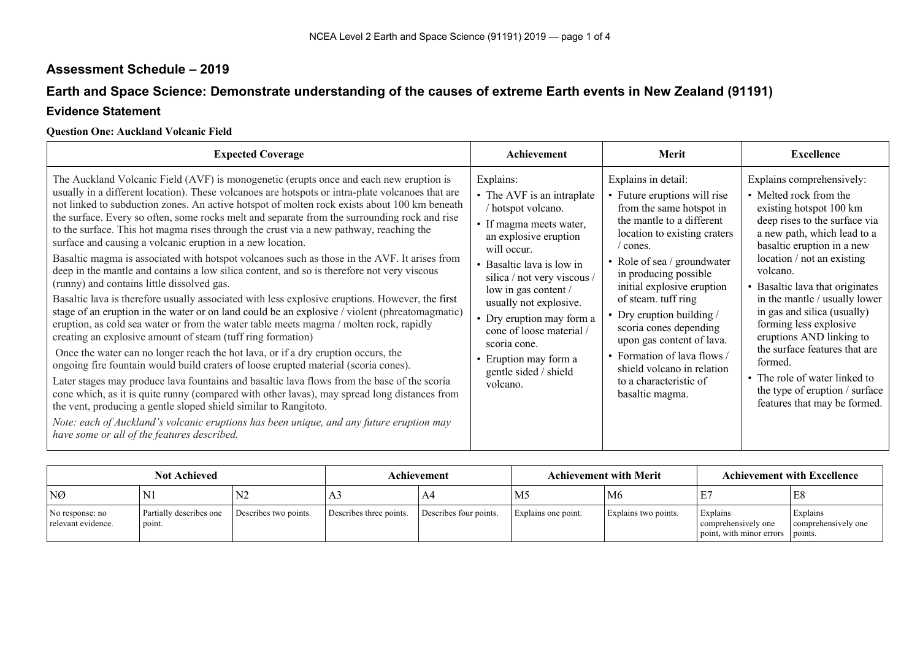## Assessment Schedule – 2019

## Earth and Space Science: Demonstrate understanding of the causes of extreme Earth events in New Zealand (91191)

### Evidence Statement

**Question One: Auckland Volcanic Field**

| Expected Coverage | Achievement | Merit | Excellence |
|---|---|---|---|
| The Auckland Volcanic Field (AVF) is monogenetic (erupts once and each new eruption is usually in a different location). These volcanoes are hotspots or intra-plate volcanoes that are not linked to subduction zones. An active hotspot of molten rock exists about 100 km beneath the surface. Every so often, some rocks melt and separate from the surrounding rock and rise to the surface. This hot magma rises through the crust via a new pathway, reaching the surface and causing a volcanic eruption in a new location.<br><br>Basaltic magma is associated with hotspot volcanoes such as those in the AVF. It arises from deep in the mantle and contains a low silica content, and so is therefore not very viscous (runny) and contains little dissolved gas.<br><br>Basaltic lava is therefore usually associated with less explosive eruptions. However, the first stage of an eruption in the water or on land could be an explosive / violent (phreatomagmatic) eruption, as cold sea water or from the water table meets magma / molten rock, rapidly creating an explosive amount of steam (tuff ring formation)<br><br>Once the water can no longer reach the hot lava, or if a dry eruption occurs, the ongoing fire fountain would build craters of loose erupted material (scoria cones).<br><br>Later stages may produce lava fountains and basaltic lava flows from the base of the scoria cone which, as it is quite runny (compared with other lavas), may spread long distances from the vent, producing a gentle sloped shield similar to Rangitoto.<br><br>*Note: each of Auckland's volcanic eruptions has been unique, and any future eruption may have some or all of the features described.* | Explains:<br>• The AVF is an intraplate / hotspot volcano.<br>• If magma meets water, an explosive eruption will occur.<br>• Basaltic lava is low in silica / not very viscous / low in gas content / usually not explosive.<br>• Dry eruption may form a cone of loose material / scoria cone.<br>• Eruption may form a gentle sided / shield volcano. | Explains in detail:<br>• Future eruptions will rise from the same hotspot in the mantle to a different location to existing craters / cones.<br>• Role of sea / groundwater in producing possible initial explosive eruption of steam. tuff ring<br>• Dry eruption building / scoria cones depending upon gas content of lava.<br>• Formation of lava flows / shield volcano in relation to a characteristic of basaltic magma. | Explains comprehensively:<br>• Melted rock from the existing hotspot 100 km deep rises to the surface via a new path, which lead to a basaltic eruption in a new location / not an existing volcano.<br>• Basaltic lava that originates in the mantle / usually lower in gas and silica (usually) forming less explosive eruptions AND linking to the surface features that are formed.<br>• The role of water linked to the type of eruption / surface features that may be formed. |

| Not Achieved | | | Achievement | | Achievement with Merit | | Achievement with Excellence | |
|---|---|---|---|---|---|---|---|---|
| NØ | N1 | N2 | A3 | A4 | M5 | M6 | E7 | E8 |
| No response: no relevant evidence. | Partially describes one point. | Describes two points. | Describes three points. | Describes four points. | Explains one point. | Explains two points. | Explains comprehensively one point, with minor errors | Explains comprehensively one points. |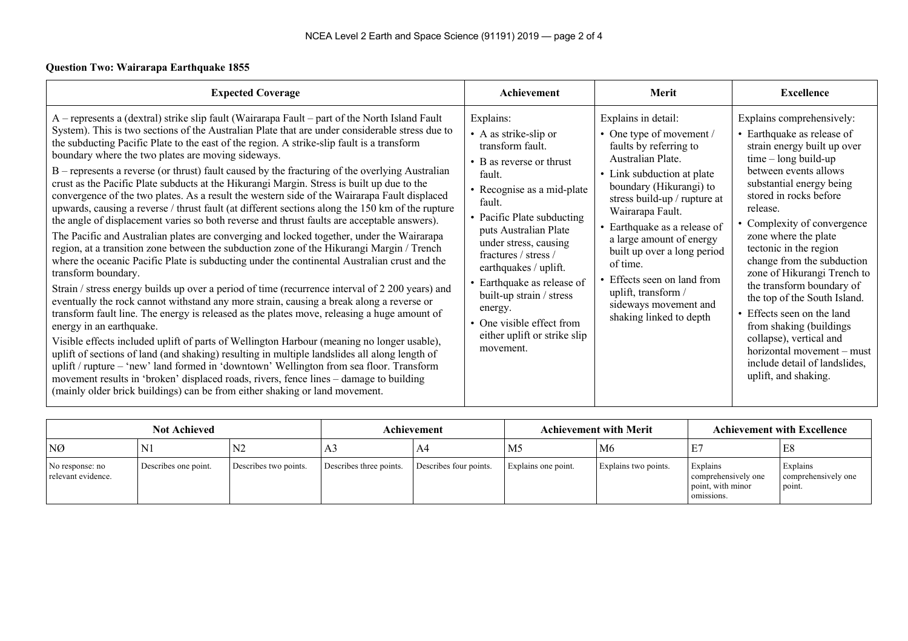**Question Two: Wairarapa Earthquake 1855**

| Expected Coverage | Achievement | Merit | Excellence |
|---|---|---|---|
| A – represents a (dextral) strike slip fault (Wairarapa Fault – part of the North Island Fault System). This is two sections of the Australian Plate that are under considerable stress due to the subducting Pacific Plate to the east of the region. A strike-slip fault is a transform boundary where the two plates are moving sideways.<br><br>B – represents a reverse (or thrust) fault caused by the fracturing of the overlying Australian crust as the Pacific Plate subducts at the Hikurangi Margin. Stress is built up due to the convergence of the two plates. As a result the western side of the Wairarapa Fault displaced upwards, causing a reverse / thrust fault (at different sections along the 150 km of the rupture the angle of displacement varies so both reverse and thrust faults are acceptable answers).<br><br>The Pacific and Australian plates are converging and locked together, under the Wairarapa region, at a transition zone between the subduction zone of the Hikurangi Margin / Trench where the oceanic Pacific Plate is subducting under the continental Australian crust and the transform boundary.<br><br>Strain / stress energy builds up over a period of time (recurrence interval of 2 200 years) and eventually the rock cannot withstand any more strain, causing a break along a reverse or transform fault line. The energy is released as the plates move, releasing a huge amount of energy in an earthquake.<br><br>Visible effects included uplift of parts of Wellington Harbour (meaning no longer usable), uplift of sections of land (and shaking) resulting in multiple landslides all along length of uplift / rupture – 'new' land formed in 'downtown' Wellington from sea floor. Transform movement results in 'broken' displaced roads, rivers, fence lines – damage to building (mainly older brick buildings) can be from either shaking or land movement. | Explains:<br>• A as strike-slip or transform fault.<br>• B as reverse or thrust fault.<br>• Recognise as a mid-plate fault.<br>• Pacific Plate subducting puts Australian Plate under stress, causing fractures / stress / earthquakes / uplift.<br>• Earthquake as release of built-up strain / stress energy.<br>• One visible effect from either uplift or strike slip movement. | Explains in detail:<br>• One type of movement / faults by referring to Australian Plate.<br>• Link subduction at plate boundary (Hikurangi) to stress build-up / rupture at Wairarapa Fault.<br>• Earthquake as a release of a large amount of energy built up over a long period of time.<br>• Effects seen on land from uplift, transform / sideways movement and shaking linked to depth | Explains comprehensively:<br>• Earthquake as release of strain energy built up over time – long build-up between events allows substantial energy being stored in rocks before release.<br>• Complexity of convergence zone where the plate tectonic in the region change from the subduction zone of Hikurangi Trench to the transform boundary of the top of the South Island.<br>• Effects seen on the land from shaking (buildings collapse), vertical and horizontal movement – must include detail of landslides, uplift, and shaking. |

| Not Achieved | | | Achievement | | Achievement with Merit | | Achievement with Excellence | |
|---|---|---|---|---|---|---|---|---|
| NØ | N1 | N2 | A3 | A4 | M5 | M6 | E7 | E8 |
| No response: no relevant evidence. | Describes one point. | Describes two points. | Describes three points. | Describes four points. | Explains one point. | Explains two points. | Explains comprehensively one point, with minor omissions. | Explains comprehensively one point. |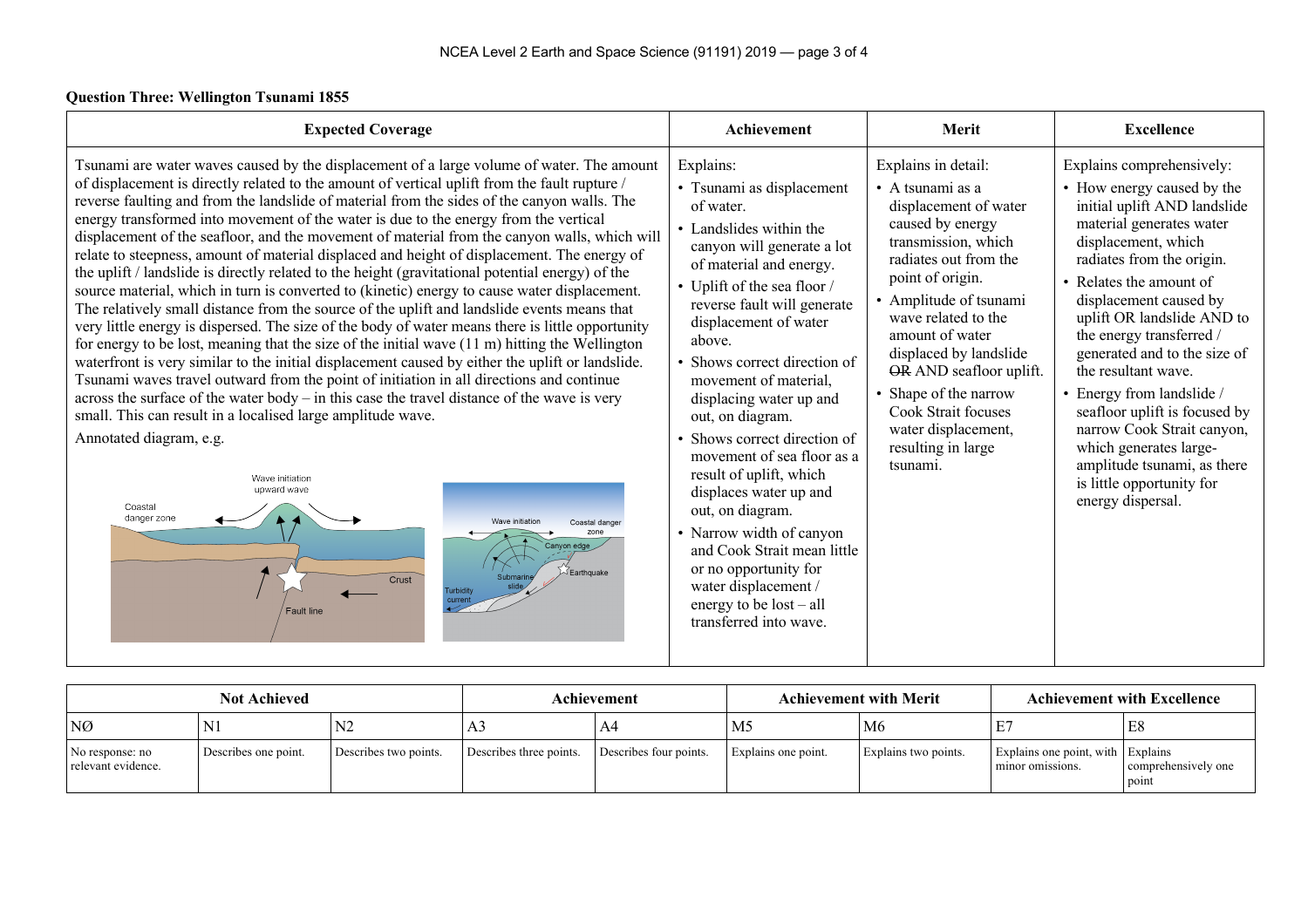**Question Three: Wellington Tsunami 1855**

| Expected Coverage | Achievement | Merit | Excellence |
|---|---|---|---|
| Tsunami are water waves caused by the displacement of a large volume of water. The amount of displacement is directly related to the amount of vertical uplift from the fault rupture / reverse faulting and from the landslide of material from the sides of the canyon walls. The energy transformed into movement of the water is due to the energy from the vertical displacement of the seafloor, and the movement of material from the canyon walls, which will relate to steepness, amount of material displaced and height of displacement. The energy of the uplift / landslide is directly related to the height (gravitational potential energy) of the source material, which in turn is converted to (kinetic) energy to cause water displacement. The relatively small distance from the source of the uplift and landslide events means that very little energy is dispersed. The size of the body of water means there is little opportunity for energy to be lost, meaning that the size of the initial wave (11 m) hitting the Wellington waterfront is very similar to the initial displacement caused by either the uplift or landslide. Tsunami waves travel outward from the point of initiation in all directions and continue across the surface of the water body – in this case the travel distance of the wave is very small. This can result in a localised large amplitude wave.<br><br>Annotated diagram, e.g. | Explains:<br>• Tsunami as displacement of water.<br>• Landslides within the canyon will generate a lot of material and energy.<br>• Uplift of the sea floor / reverse fault will generate displacement of water above.<br>• Shows correct direction of movement of material, displacing water up and out, on diagram.<br>• Shows correct direction of movement of sea floor as a result of uplift, which displaces water up and out, on diagram.<br>• Narrow width of canyon and Cook Strait mean little or no opportunity for water displacement / energy to be lost – all transferred into wave. | Explains in detail:<br>• A tsunami as a displacement of water caused by energy transmission, which radiates out from the point of origin.<br>• Amplitude of tsunami wave related to the amount of water displaced by landslide ~~OR~~ AND seafloor uplift.<br>• Shape of the narrow Cook Strait focuses water displacement, resulting in large tsunami. | Explains comprehensively:<br>• How energy caused by the initial uplift AND landslide material generates water displacement, which radiates from the origin.<br>• Relates the amount of displacement caused by uplift OR landslide AND to the energy transferred / generated and to the size of the resultant wave.<br>• Energy from landslide / seafloor uplift is focused by narrow Cook Strait canyon, which generates large-amplitude tsunami, as there is little opportunity for energy dispersal. |

| Not Achieved | | | Achievement | | Achievement with Merit | | Achievement with Excellence | |
|---|---|---|---|---|---|---|---|---|
| NØ | N1 | N2 | A3 | A4 | M5 | M6 | E7 | E8 |
| No response: no relevant evidence. | Describes one point. | Describes two points. | Describes three points. | Describes four points. | Explains one point. | Explains two points. | Explains one point, with minor omissions. | Explains comprehensively one point |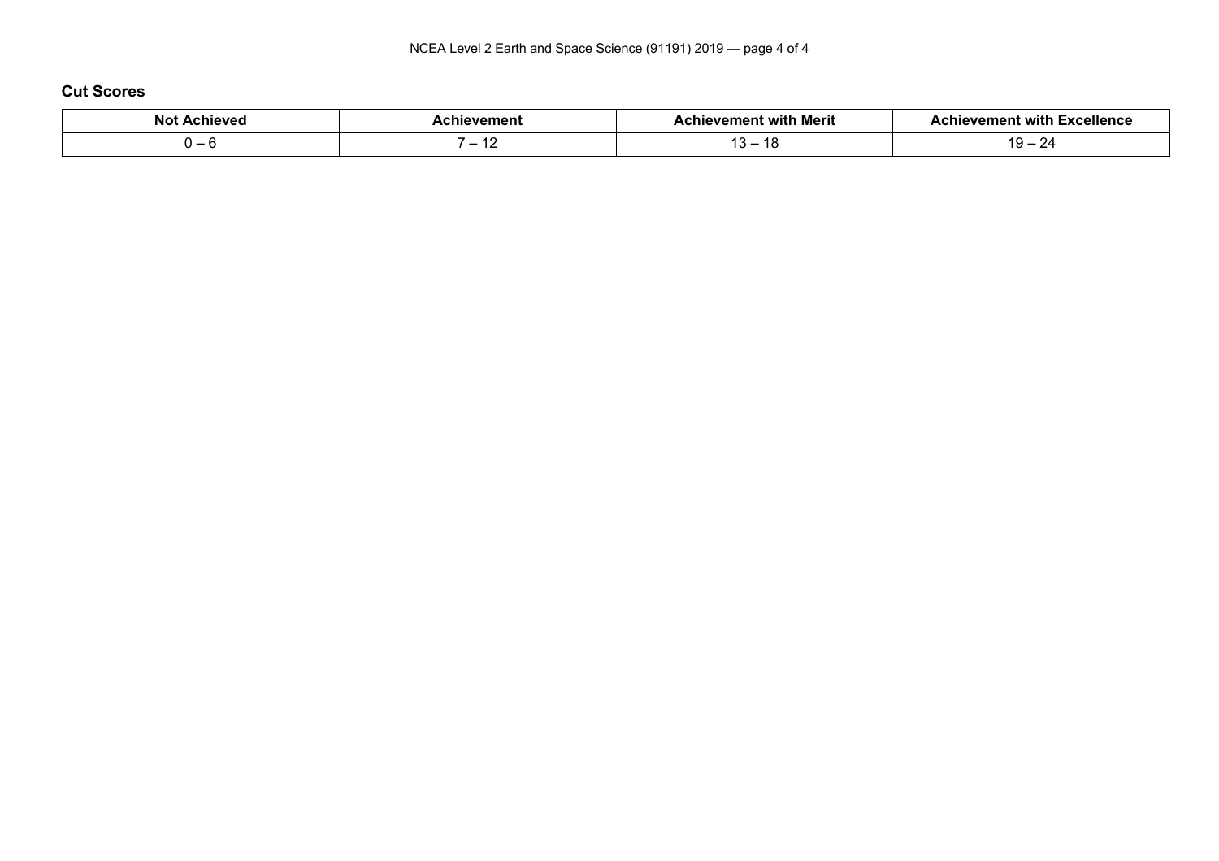**Cut Scores**

| Not Achieved | Achievement | Achievement with Merit | Achievement with Excellence |
|---|---|---|---|
| 0 – 6 | 7 – 12 | 13 – 18 | 19 – 24 |